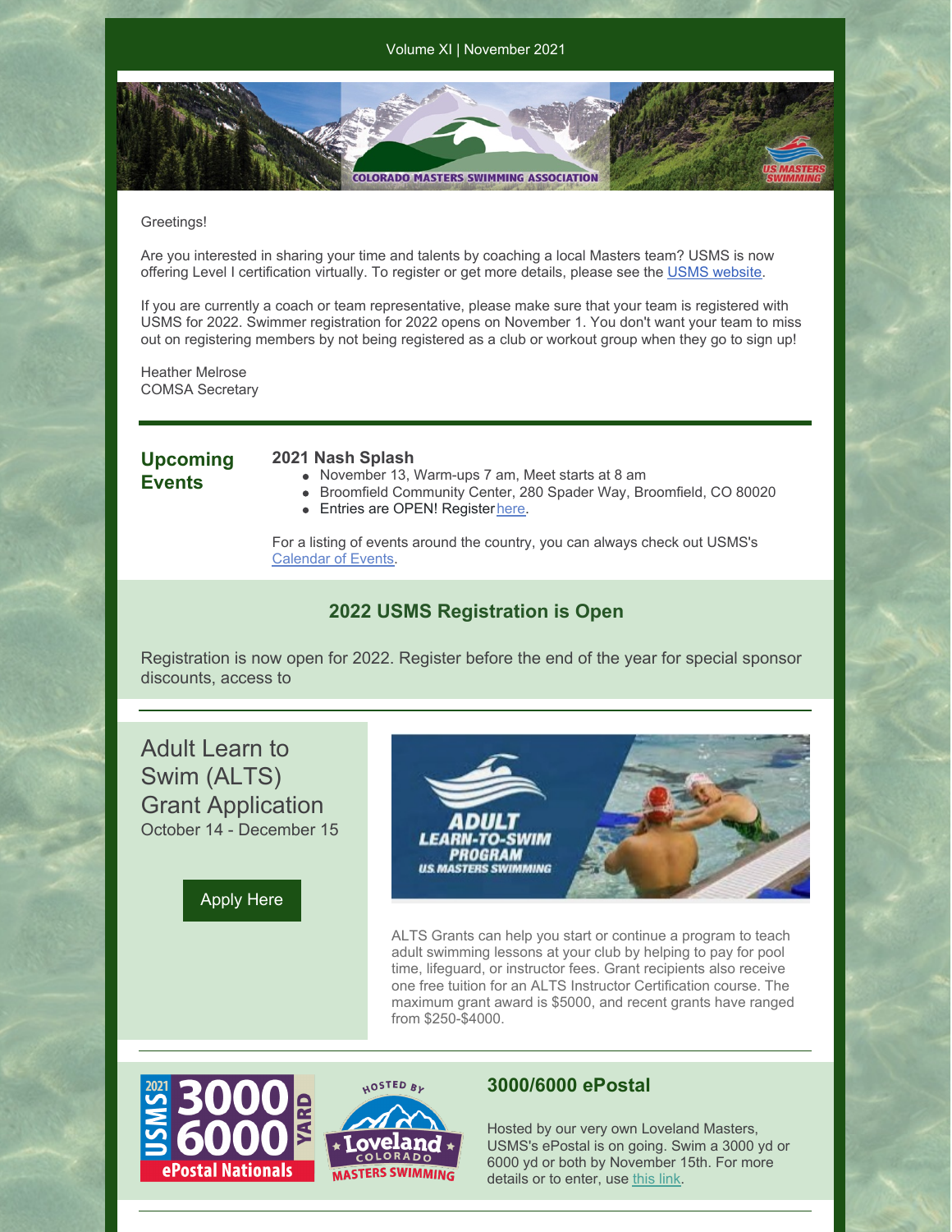Volume XI | November 2021

Greetings!

Are you interested in sharing your time and talents by coaching a local Masters team? USMS is now offering Level I certification virtually. To register or get more details, please see the USMS website.

If you are currently a coach or team representative, please make sure that your team is registered with USMS for 2022. Swimmer registration for 2022 opens on November 1. You don't want your team to miss out on registering members by not being registered as a club or workout group when they go to sign up!

Heather Melrose
COMSA Secretary

## Upcoming Events

### 2021 Nash Splash

- November 13, Warm-ups 7 am, Meet starts at 8 am
- Broomfield Community Center, 280 Spader Way, Broomfield, CO 80020
- Entries are OPEN! Register here.

For a listing of events around the country, you can always check out USMS's Calendar of Events.

## 2022 USMS Registration is Open

Registration is now open for 2022. Register before the end of the year for special sponsor discounts, access to

## Adult Learn to Swim (ALTS) Grant Application

October 14 - December 15

Apply Here

ALTS Grants can help you start or continue a program to teach adult swimming lessons at your club by helping to pay for pool time, lifeguard, or instructor fees. Grant recipients also receive one free tuition for an ALTS Instructor Certification course. The maximum grant award is $5000, and recent grants have ranged from $250-$4000.

## 3000/6000 ePostal

Hosted by our very own Loveland Masters, USMS's ePostal is on going. Swim a 3000 yd or 6000 yd or both by November 15th. For more details or to enter, use this link.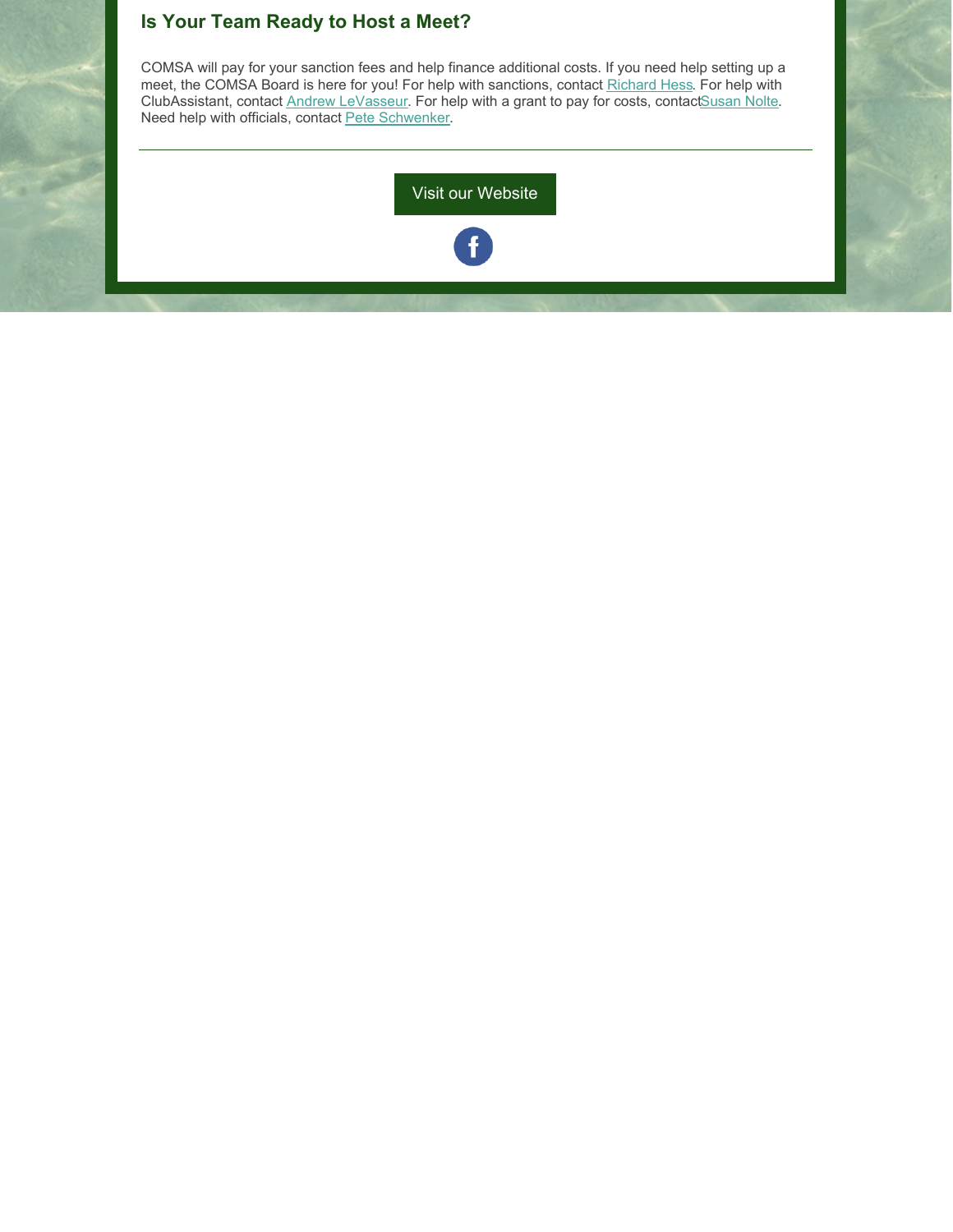## Is Your Team Ready to Host a Meet?

COMSA will pay for your sanction fees and help finance additional costs. If you need help setting up a meet, the COMSA Board is here for you! For help with sanctions, contact Richard Hess. For help with ClubAssistant, contact Andrew LeVasseur. For help with a grant to pay for costs, contactSusan Nolte. Need help with officials, contact Pete Schwenker.

---

Visit our Website